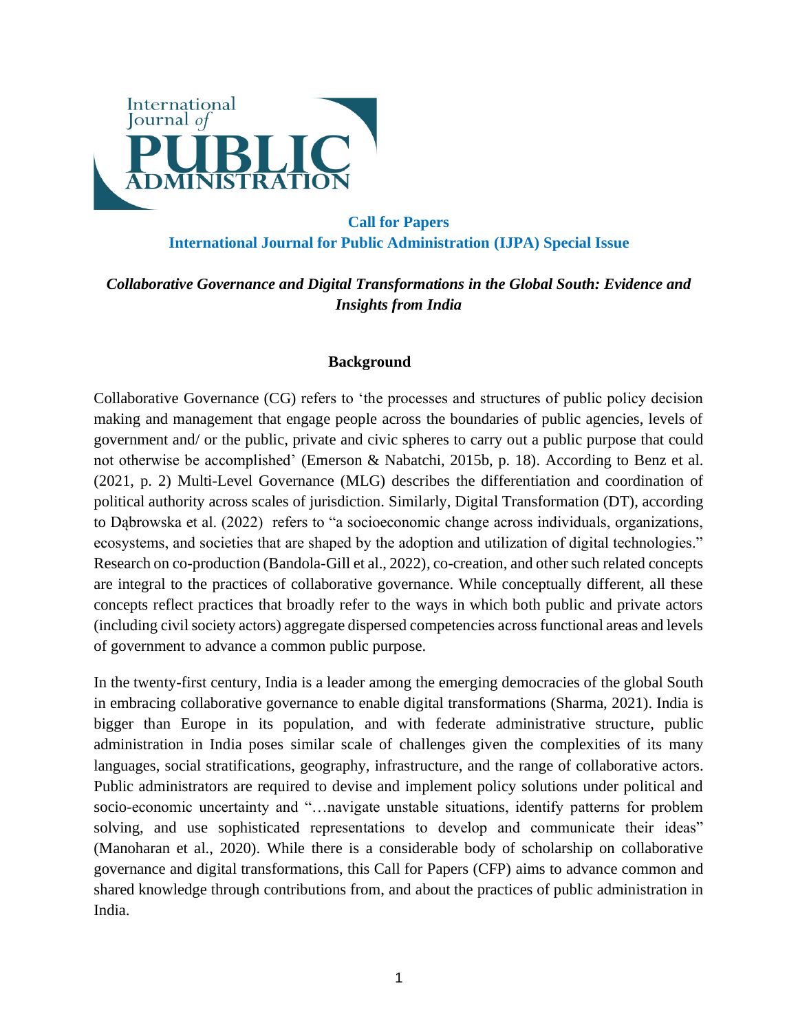International Journal of PUBLIC ADMINISTRATION

**Call for Papers**
**International Journal for Public Administration (IJPA) Special Issue**

***Collaborative Governance and Digital Transformations in the Global South: Evidence and Insights from India***

## Background

Collaborative Governance (CG) refers to 'the processes and structures of public policy decision making and management that engage people across the boundaries of public agencies, levels of government and/ or the public, private and civic spheres to carry out a public purpose that could not otherwise be accomplished' (Emerson & Nabatchi, 2015b, p. 18). According to Benz et al. (2021, p. 2) Multi-Level Governance (MLG) describes the differentiation and coordination of political authority across scales of jurisdiction. Similarly, Digital Transformation (DT), according to Dąbrowska et al. (2022) refers to "a socioeconomic change across individuals, organizations, ecosystems, and societies that are shaped by the adoption and utilization of digital technologies." Research on co-production (Bandola-Gill et al., 2022), co-creation, and other such related concepts are integral to the practices of collaborative governance. While conceptually different, all these concepts reflect practices that broadly refer to the ways in which both public and private actors (including civil society actors) aggregate dispersed competencies across functional areas and levels of government to advance a common public purpose.

In the twenty-first century, India is a leader among the emerging democracies of the global South in embracing collaborative governance to enable digital transformations (Sharma, 2021). India is bigger than Europe in its population, and with federate administrative structure, public administration in India poses similar scale of challenges given the complexities of its many languages, social stratifications, geography, infrastructure, and the range of collaborative actors. Public administrators are required to devise and implement policy solutions under political and socio-economic uncertainty and "…navigate unstable situations, identify patterns for problem solving, and use sophisticated representations to develop and communicate their ideas" (Manoharan et al., 2020). While there is a considerable body of scholarship on collaborative governance and digital transformations, this Call for Papers (CFP) aims to advance common and shared knowledge through contributions from, and about the practices of public administration in India.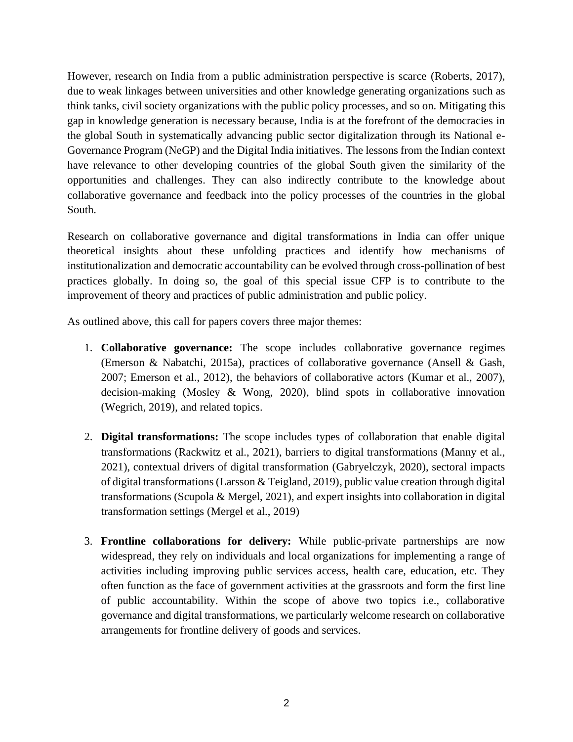However, research on India from a public administration perspective is scarce (Roberts, 2017), due to weak linkages between universities and other knowledge generating organizations such as think tanks, civil society organizations with the public policy processes, and so on. Mitigating this gap in knowledge generation is necessary because, India is at the forefront of the democracies in the global South in systematically advancing public sector digitalization through its National e-Governance Program (NeGP) and the Digital India initiatives. The lessons from the Indian context have relevance to other developing countries of the global South given the similarity of the opportunities and challenges. They can also indirectly contribute to the knowledge about collaborative governance and feedback into the policy processes of the countries in the global South.

Research on collaborative governance and digital transformations in India can offer unique theoretical insights about these unfolding practices and identify how mechanisms of institutionalization and democratic accountability can be evolved through cross-pollination of best practices globally. In doing so, the goal of this special issue CFP is to contribute to the improvement of theory and practices of public administration and public policy.

As outlined above, this call for papers covers three major themes:

1. **Collaborative governance:** The scope includes collaborative governance regimes (Emerson & Nabatchi, 2015a), practices of collaborative governance (Ansell & Gash, 2007; Emerson et al., 2012), the behaviors of collaborative actors (Kumar et al., 2007), decision-making (Mosley & Wong, 2020), blind spots in collaborative innovation (Wegrich, 2019), and related topics.

2. **Digital transformations:** The scope includes types of collaboration that enable digital transformations (Rackwitz et al., 2021), barriers to digital transformations (Manny et al., 2021), contextual drivers of digital transformation (Gabryelczyk, 2020), sectoral impacts of digital transformations (Larsson & Teigland, 2019), public value creation through digital transformations (Scupola & Mergel, 2021), and expert insights into collaboration in digital transformation settings (Mergel et al., 2019)

3. **Frontline collaborations for delivery:** While public-private partnerships are now widespread, they rely on individuals and local organizations for implementing a range of activities including improving public services access, health care, education, etc. They often function as the face of government activities at the grassroots and form the first line of public accountability. Within the scope of above two topics i.e., collaborative governance and digital transformations, we particularly welcome research on collaborative arrangements for frontline delivery of goods and services.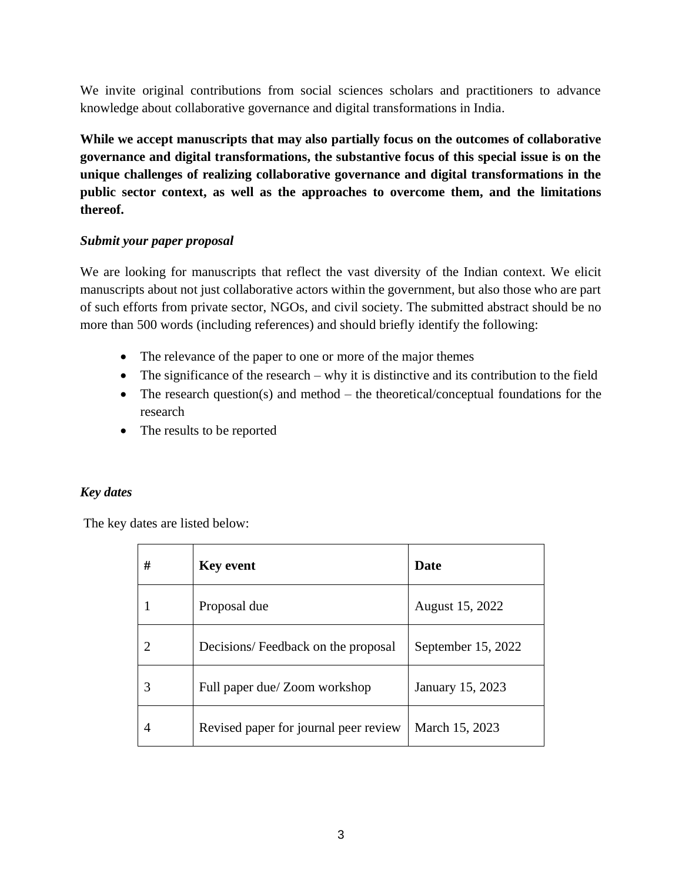We invite original contributions from social sciences scholars and practitioners to advance knowledge about collaborative governance and digital transformations in India.

**While we accept manuscripts that may also partially focus on the outcomes of collaborative governance and digital transformations, the substantive focus of this special issue is on the unique challenges of realizing collaborative governance and digital transformations in the public sector context, as well as the approaches to overcome them, and the limitations thereof.**

### *Submit your paper proposal*

We are looking for manuscripts that reflect the vast diversity of the Indian context. We elicit manuscripts about not just collaborative actors within the government, but also those who are part of such efforts from private sector, NGOs, and civil society. The submitted abstract should be no more than 500 words (including references) and should briefly identify the following:

- The relevance of the paper to one or more of the major themes
- The significance of the research – why it is distinctive and its contribution to the field
- The research question(s) and method – the theoretical/conceptual foundations for the research
- The results to be reported

### *Key dates*

The key dates are listed below:

| # | Key event | Date |
|---|---|---|
| 1 | Proposal due | August 15, 2022 |
| 2 | Decisions/ Feedback on the proposal | September 15, 2022 |
| 3 | Full paper due/ Zoom workshop | January 15, 2023 |
| 4 | Revised paper for journal peer review | March 15, 2023 |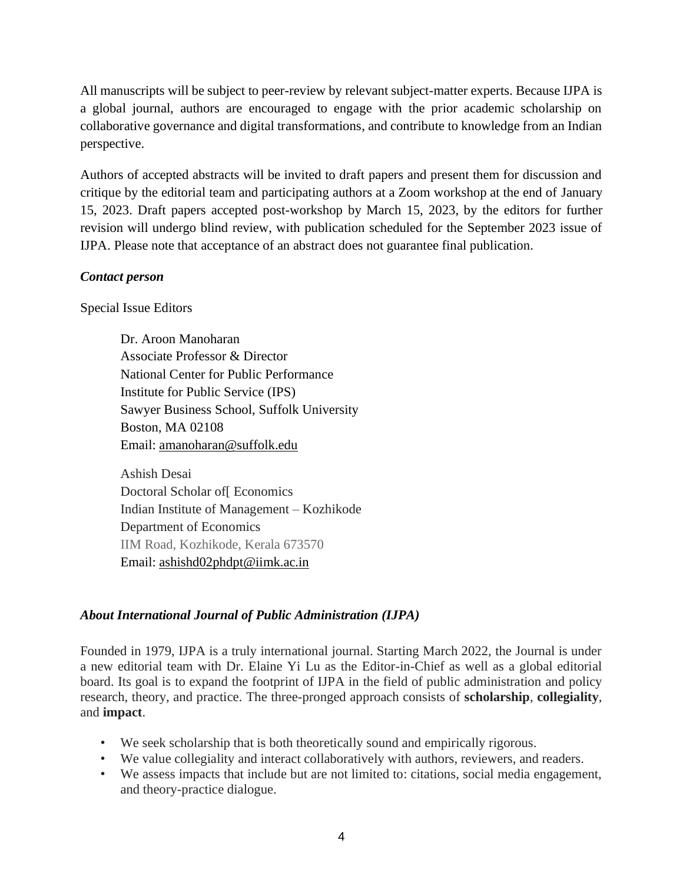All manuscripts will be subject to peer-review by relevant subject-matter experts. Because IJPA is a global journal, authors are encouraged to engage with the prior academic scholarship on collaborative governance and digital transformations, and contribute to knowledge from an Indian perspective.

Authors of accepted abstracts will be invited to draft papers and present them for discussion and critique by the editorial team and participating authors at a Zoom workshop at the end of January 15, 2023. Draft papers accepted post-workshop by March 15, 2023, by the editors for further revision will undergo blind review, with publication scheduled for the September 2023 issue of IJPA. Please note that acceptance of an abstract does not guarantee final publication.

***Contact person***

Special Issue Editors

Dr. Aroon Manoharan  
Associate Professor & Director  
National Center for Public Performance  
Institute for Public Service (IPS)  
Sawyer Business School, Suffolk University  
Boston, MA 02108  
Email: amanoharan@suffolk.edu

Ashish Desai  
Doctoral Scholar of[ Economics  
Indian Institute of Management – Kozhikode  
Department of Economics  
IIM Road, Kozhikode, Kerala 673570  
Email: ashishd02phdpt@iimk.ac.in

***About International Journal of Public Administration (IJPA)***

Founded in 1979, IJPA is a truly international journal. Starting March 2022, the Journal is under a new editorial team with Dr. Elaine Yi Lu as the Editor-in-Chief as well as a global editorial board. Its goal is to expand the footprint of IJPA in the field of public administration and policy research, theory, and practice. The three-pronged approach consists of **scholarship**, **collegiality**, and **impact**.

- We seek scholarship that is both theoretically sound and empirically rigorous.
- We value collegiality and interact collaboratively with authors, reviewers, and readers.
- We assess impacts that include but are not limited to: citations, social media engagement, and theory-practice dialogue.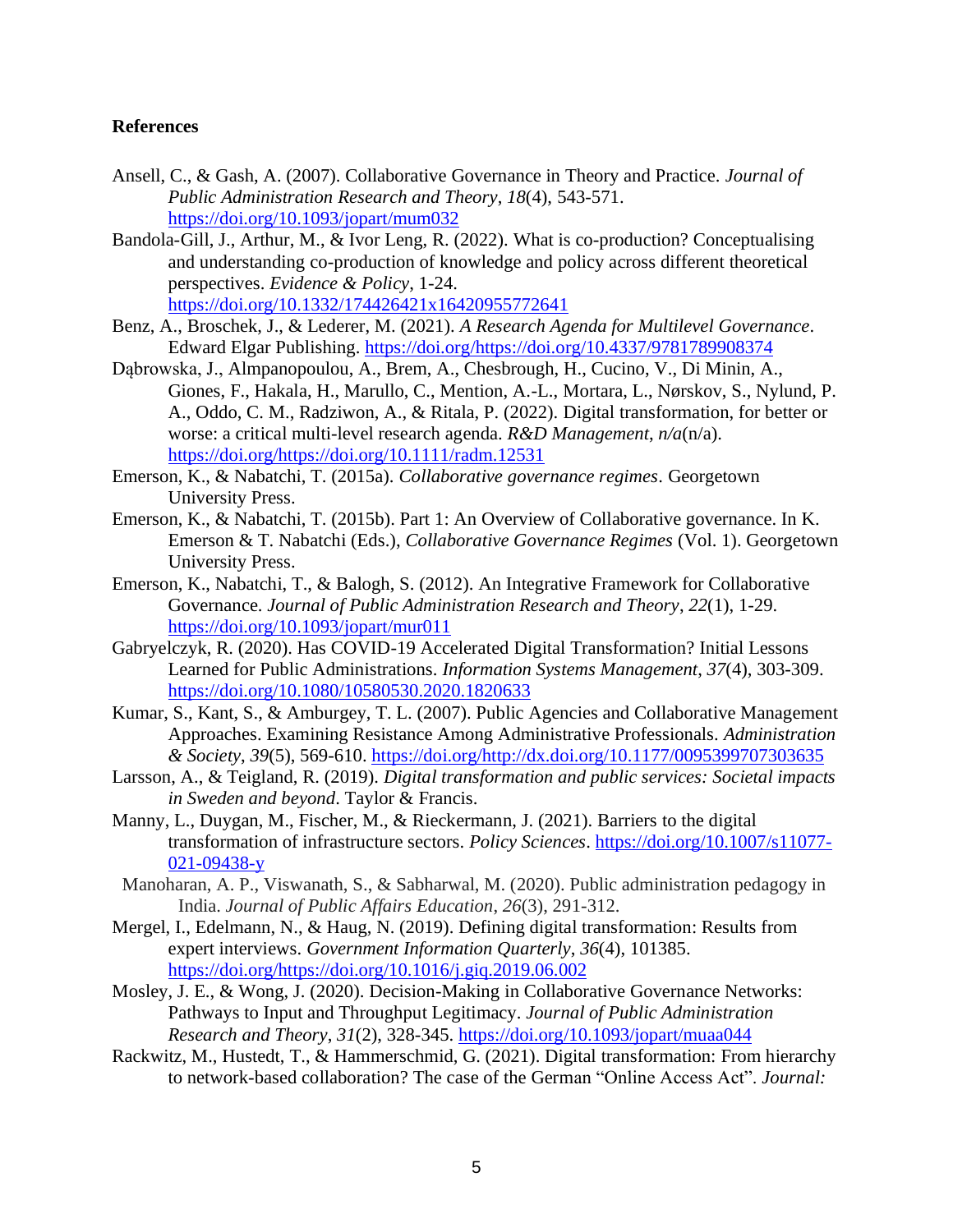**References**

Ansell, C., & Gash, A. (2007). Collaborative Governance in Theory and Practice. *Journal of Public Administration Research and Theory*, *18*(4), 543-571. https://doi.org/10.1093/jopart/mum032

Bandola-Gill, J., Arthur, M., & Ivor Leng, R. (2022). What is co-production? Conceptualising and understanding co-production of knowledge and policy across different theoretical perspectives. *Evidence & Policy*, 1-24. https://doi.org/10.1332/174426421x16420955772641

Benz, A., Broschek, J., & Lederer, M. (2021). *A Research Agenda for Multilevel Governance*. Edward Elgar Publishing. https://doi.org/https://doi.org/10.4337/9781789908374

Dąbrowska, J., Almpanopoulou, A., Brem, A., Chesbrough, H., Cucino, V., Di Minin, A., Giones, F., Hakala, H., Marullo, C., Mention, A.-L., Mortara, L., Nørskov, S., Nylund, P. A., Oddo, C. M., Radziwon, A., & Ritala, P. (2022). Digital transformation, for better or worse: a critical multi-level research agenda. *R&D Management*, *n/a*(n/a). https://doi.org/https://doi.org/10.1111/radm.12531

Emerson, K., & Nabatchi, T. (2015a). *Collaborative governance regimes*. Georgetown University Press.

Emerson, K., & Nabatchi, T. (2015b). Part 1: An Overview of Collaborative governance. In K. Emerson & T. Nabatchi (Eds.), *Collaborative Governance Regimes* (Vol. 1). Georgetown University Press.

Emerson, K., Nabatchi, T., & Balogh, S. (2012). An Integrative Framework for Collaborative Governance. *Journal of Public Administration Research and Theory*, *22*(1), 1-29. https://doi.org/10.1093/jopart/mur011

Gabryelczyk, R. (2020). Has COVID-19 Accelerated Digital Transformation? Initial Lessons Learned for Public Administrations. *Information Systems Management*, *37*(4), 303-309. https://doi.org/10.1080/10580530.2020.1820633

Kumar, S., Kant, S., & Amburgey, T. L. (2007). Public Agencies and Collaborative Management Approaches. Examining Resistance Among Administrative Professionals. *Administration & Society*, *39*(5), 569-610. https://doi.org/http://dx.doi.org/10.1177/0095399707303635

Larsson, A., & Teigland, R. (2019). *Digital transformation and public services: Societal impacts in Sweden and beyond*. Taylor & Francis.

Manny, L., Duygan, M., Fischer, M., & Rieckermann, J. (2021). Barriers to the digital transformation of infrastructure sectors. *Policy Sciences*. https://doi.org/10.1007/s11077-021-09438-y

Manoharan, A. P., Viswanath, S., & Sabharwal, M. (2020). Public administration pedagogy in India. *Journal of Public Affairs Education*, *26*(3), 291-312.

Mergel, I., Edelmann, N., & Haug, N. (2019). Defining digital transformation: Results from expert interviews. *Government Information Quarterly*, *36*(4), 101385. https://doi.org/https://doi.org/10.1016/j.giq.2019.06.002

Mosley, J. E., & Wong, J. (2020). Decision-Making in Collaborative Governance Networks: Pathways to Input and Throughput Legitimacy. *Journal of Public Administration Research and Theory*, *31*(2), 328-345. https://doi.org/10.1093/jopart/muaa044

Rackwitz, M., Hustedt, T., & Hammerschmid, G. (2021). Digital transformation: From hierarchy to network-based collaboration? The case of the German "Online Access Act". *Journal:*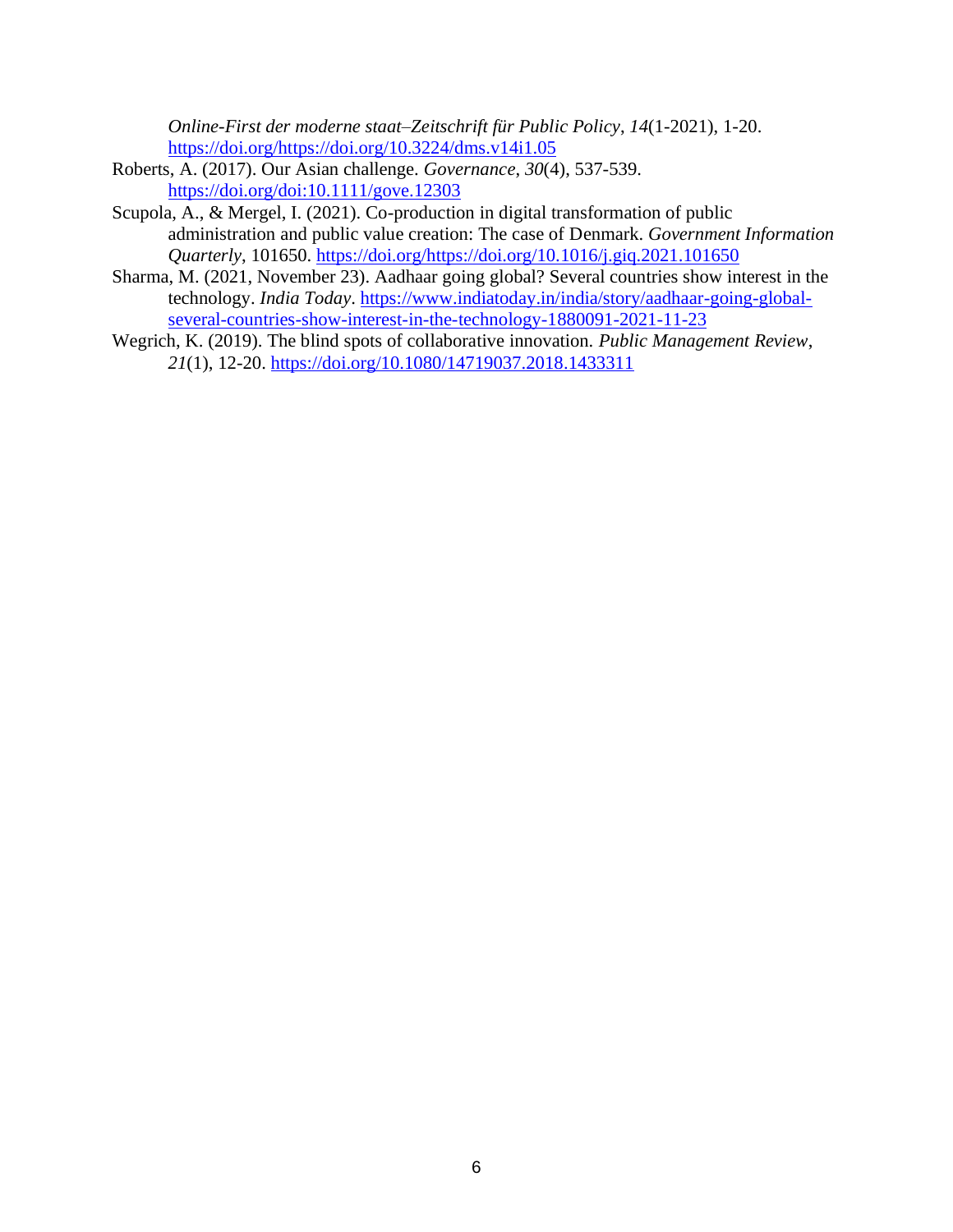*Online-First der moderne staat–Zeitschrift für Public Policy*, *14*(1-2021), 1-20. https://doi.org/https://doi.org/10.3224/dms.v14i1.05

Roberts, A. (2017). Our Asian challenge. *Governance*, *30*(4), 537-539. https://doi.org/doi:10.1111/gove.12303

Scupola, A., & Mergel, I. (2021). Co-production in digital transformation of public administration and public value creation: The case of Denmark. *Government Information Quarterly*, 101650. https://doi.org/https://doi.org/10.1016/j.giq.2021.101650

Sharma, M. (2021, November 23). Aadhaar going global? Several countries show interest in the technology. *India Today*. https://www.indiatoday.in/india/story/aadhaar-going-global-several-countries-show-interest-in-the-technology-1880091-2021-11-23

Wegrich, K. (2019). The blind spots of collaborative innovation. *Public Management Review*, *21*(1), 12-20. https://doi.org/10.1080/14719037.2018.1433311